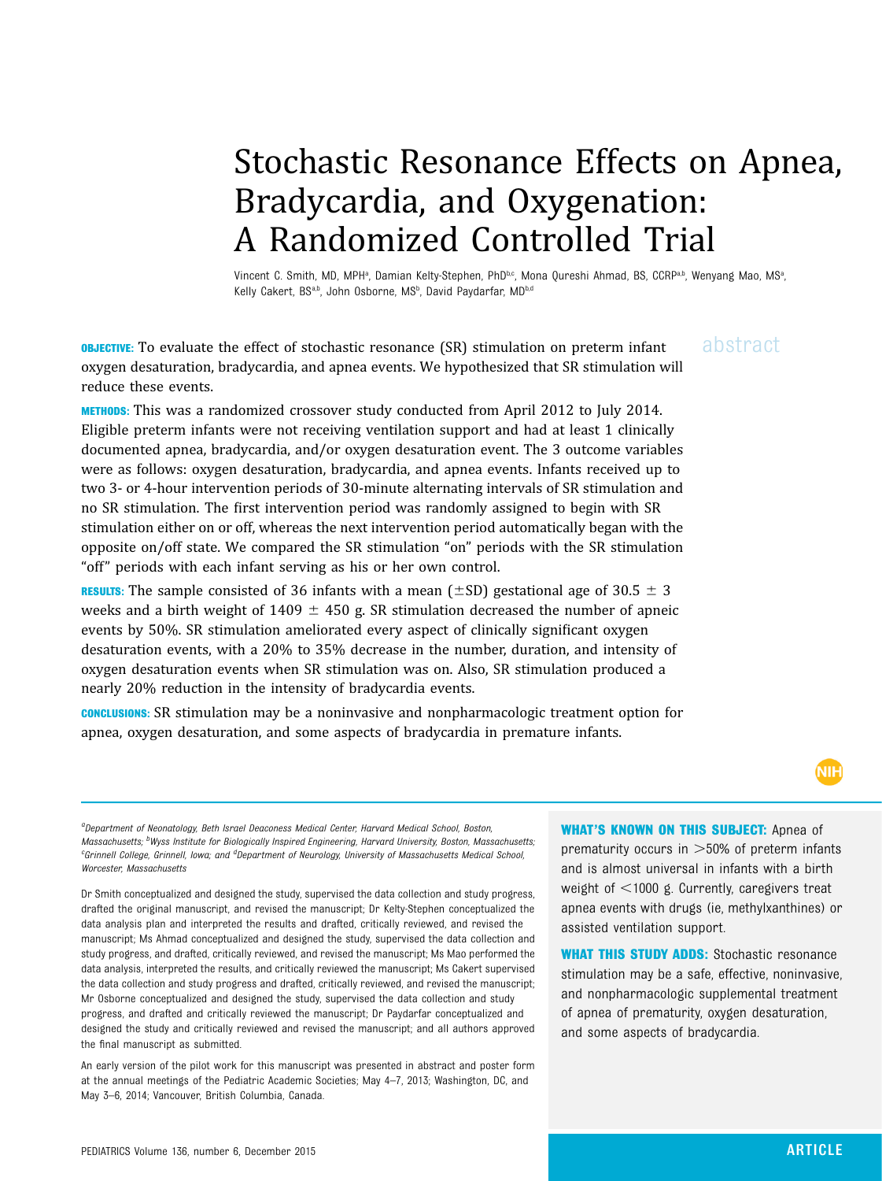# Stochastic Resonance Effects on Apnea, Bradycardia, and Oxygenation: A Randomized Controlled Trial

Vincent C. Smith, MD, MPH[a], Damian Kelty-Stephen, PhD[b,c], Mona Qureshi Ahmad, BS, CCRP[a,b], Wenyang Mao, MS[a], Kelly Cakert, BS[a,b], John Osborne, MS[b], David Paydarfar, MD[b,d]

## abstract

**OBJECTIVE:** To evaluate the effect of stochastic resonance (SR) stimulation on preterm infant oxygen desaturation, bradycardia, and apnea events. We hypothesized that SR stimulation will reduce these events.

**METHODS:** This was a randomized crossover study conducted from April 2012 to July 2014. Eligible preterm infants were not receiving ventilation support and had at least 1 clinically documented apnea, bradycardia, and/or oxygen desaturation event. The 3 outcome variables were as follows: oxygen desaturation, bradycardia, and apnea events. Infants received up to two 3- or 4-hour intervention periods of 30-minute alternating intervals of SR stimulation and no SR stimulation. The first intervention period was randomly assigned to begin with SR stimulation either on or off, whereas the next intervention period automatically began with the opposite on/off state. We compared the SR stimulation "on" periods with the SR stimulation "off" periods with each infant serving as his or her own control.

**RESULTS:** The sample consisted of 36 infants with a mean ($\pm$SD) gestational age of $30.5 \pm 3$ weeks and a birth weight of $1409 \pm 450$ g. SR stimulation decreased the number of apneic events by 50%. SR stimulation ameliorated every aspect of clinically significant oxygen desaturation events, with a 20% to 35% decrease in the number, duration, and intensity of oxygen desaturation events when SR stimulation was on. Also, SR stimulation produced a nearly 20% reduction in the intensity of bradycardia events.

**CONCLUSIONS:** SR stimulation may be a noninvasive and nonpharmacologic treatment option for apnea, oxygen desaturation, and some aspects of bradycardia in premature infants.

*[a]Department of Neonatology, Beth Israel Deaconess Medical Center, Harvard Medical School, Boston, Massachusetts; [b]Wyss Institute for Biologically Inspired Engineering, Harvard University, Boston, Massachusetts; [c]Grinnell College, Grinnell, Iowa; and [d]Department of Neurology, University of Massachusetts Medical School, Worcester, Massachusetts*

Dr Smith conceptualized and designed the study, supervised the data collection and study progress, drafted the original manuscript, and revised the manuscript; Dr Kelty-Stephen conceptualized the data analysis plan and interpreted the results and drafted, critically reviewed, and revised the manuscript; Ms Ahmad conceptualized and designed the study, supervised the data collection and study progress, and drafted, critically reviewed, and revised the manuscript; Ms Mao performed the data analysis, interpreted the results, and critically reviewed the manuscript; Ms Cakert supervised the data collection and study progress and drafted, critically reviewed, and revised the manuscript; Mr Osborne conceptualized and designed the study, supervised the data collection and study progress, and drafted and critically reviewed the manuscript; Dr Paydarfar conceptualized and designed the study and critically reviewed and revised the manuscript; and all authors approved the final manuscript as submitted.

An early version of the pilot work for this manuscript was presented in abstract and poster form at the annual meetings of the Pediatric Academic Societies; May 4–7, 2013; Washington, DC, and May 3–6, 2014; Vancouver, British Columbia, Canada.

**WHAT'S KNOWN ON THIS SUBJECT:** Apnea of prematurity occurs in >50% of preterm infants and is almost universal in infants with a birth weight of <1000 g. Currently, caregivers treat apnea events with drugs (ie, methylxanthines) or assisted ventilation support.

**WHAT THIS STUDY ADDS:** Stochastic resonance stimulation may be a safe, effective, noninvasive, and nonpharmacologic supplemental treatment of apnea of prematurity, oxygen desaturation, and some aspects of bradycardia.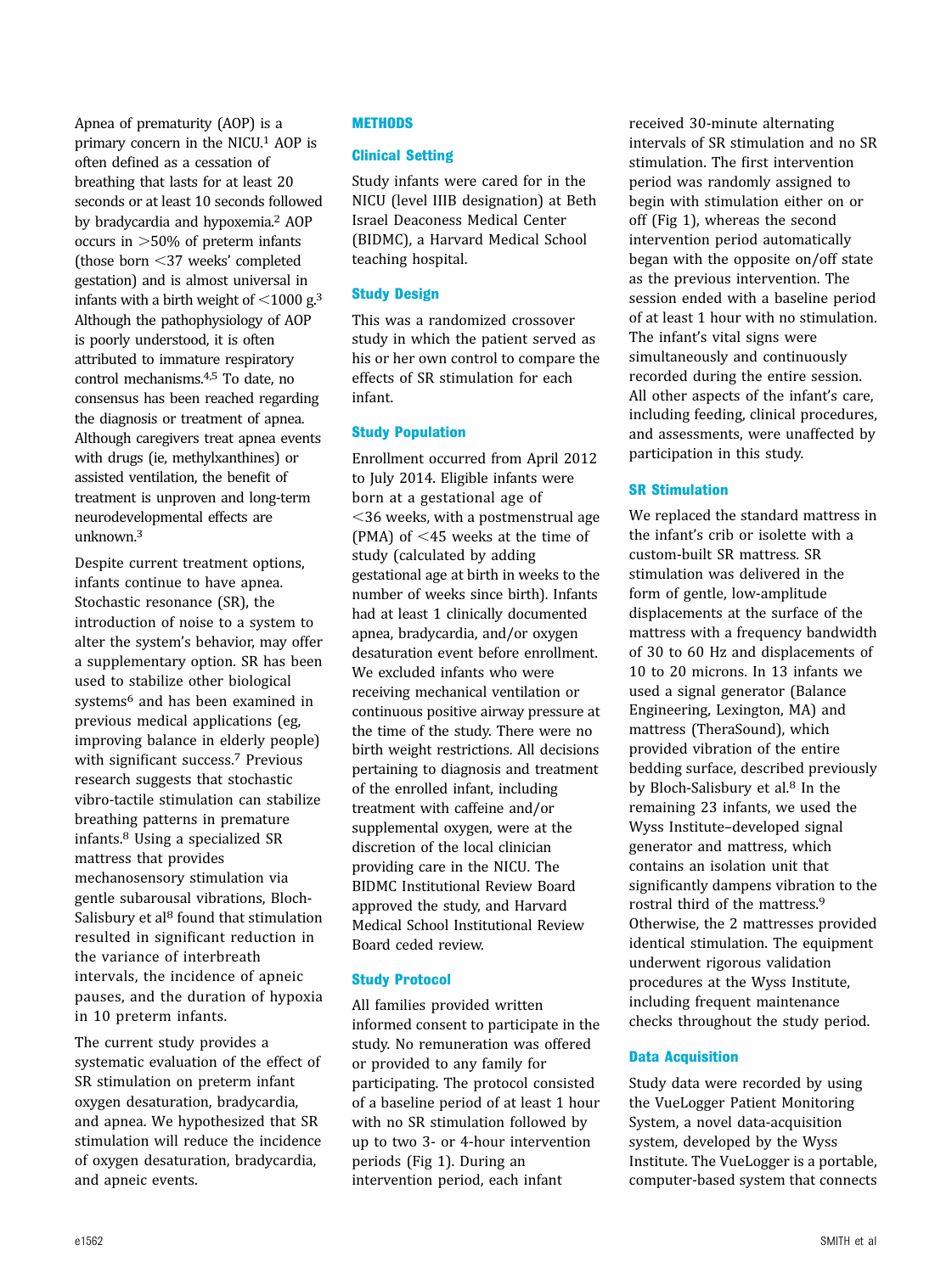Apnea of prematurity (AOP) is a primary concern in the NICU.[1] AOP is often defined as a cessation of breathing that lasts for at least 20 seconds or at least 10 seconds followed by bradycardia and hypoxemia.[2] AOP occurs in >50% of preterm infants (those born <37 weeks' completed gestation) and is almost universal in infants with a birth weight of <1000 g.[3] Although the pathophysiology of AOP is poorly understood, it is often attributed to immature respiratory control mechanisms.[4,5] To date, no consensus has been reached regarding the diagnosis or treatment of apnea. Although caregivers treat apnea events with drugs (ie, methylxanthines) or assisted ventilation, the benefit of treatment is unproven and long-term neurodevelopmental effects are unknown.[3]

Despite current treatment options, infants continue to have apnea. Stochastic resonance (SR), the introduction of noise to a system to alter the system's behavior, may offer a supplementary option. SR has been used to stabilize other biological systems[6] and has been examined in previous medical applications (eg, improving balance in elderly people) with significant success.[7] Previous research suggests that stochastic vibro-tactile stimulation can stabilize breathing patterns in premature infants.[8] Using a specialized SR mattress that provides mechanosensory stimulation via gentle subarousal vibrations, Bloch-Salisbury et al[8] found that stimulation resulted in significant reduction in the variance of interbreath intervals, the incidence of apneic pauses, and the duration of hypoxia in 10 preterm infants.

The current study provides a systematic evaluation of the effect of SR stimulation on preterm infant oxygen desaturation, bradycardia, and apnea. We hypothesized that SR stimulation will reduce the incidence of oxygen desaturation, bradycardia, and apneic events.

## METHODS

### Clinical Setting

Study infants were cared for in the NICU (level IIIB designation) at Beth Israel Deaconess Medical Center (BIDMC), a Harvard Medical School teaching hospital.

### Study Design

This was a randomized crossover study in which the patient served as his or her own control to compare the effects of SR stimulation for each infant.

### Study Population

Enrollment occurred from April 2012 to July 2014. Eligible infants were born at a gestational age of <36 weeks, with a postmenstrual age (PMA) of <45 weeks at the time of study (calculated by adding gestational age at birth in weeks to the number of weeks since birth). Infants had at least 1 clinically documented apnea, bradycardia, and/or oxygen desaturation event before enrollment. We excluded infants who were receiving mechanical ventilation or continuous positive airway pressure at the time of the study. There were no birth weight restrictions. All decisions pertaining to diagnosis and treatment of the enrolled infant, including treatment with caffeine and/or supplemental oxygen, were at the discretion of the local clinician providing care in the NICU. The BIDMC Institutional Review Board approved the study, and Harvard Medical School Institutional Review Board ceded review.

### Study Protocol

All families provided written informed consent to participate in the study. No remuneration was offered or provided to any family for participating. The protocol consisted of a baseline period of at least 1 hour with no SR stimulation followed by up to two 3- or 4-hour intervention periods (Fig 1). During an intervention period, each infant received 30-minute alternating intervals of SR stimulation and no SR stimulation. The first intervention period was randomly assigned to begin with stimulation either on or off (Fig 1), whereas the second intervention period automatically began with the opposite on/off state as the previous intervention. The session ended with a baseline period of at least 1 hour with no stimulation. The infant's vital signs were simultaneously and continuously recorded during the entire session. All other aspects of the infant's care, including feeding, clinical procedures, and assessments, were unaffected by participation in this study.

### SR Stimulation

We replaced the standard mattress in the infant's crib or isolette with a custom-built SR mattress. SR stimulation was delivered in the form of gentle, low-amplitude displacements at the surface of the mattress with a frequency bandwidth of 30 to 60 Hz and displacements of 10 to 20 microns. In 13 infants we used a signal generator (Balance Engineering, Lexington, MA) and mattress (TheraSound), which provided vibration of the entire bedding surface, described previously by Bloch-Salisbury et al.[8] In the remaining 23 infants, we used the Wyss Institute–developed signal generator and mattress, which contains an isolation unit that significantly dampens vibration to the rostral third of the mattress.[9] Otherwise, the 2 mattresses provided identical stimulation. The equipment underwent rigorous validation procedures at the Wyss Institute, including frequent maintenance checks throughout the study period.

### Data Acquisition

Study data were recorded by using the VueLogger Patient Monitoring System, a novel data-acquisition system, developed by the Wyss Institute. The VueLogger is a portable, computer-based system that connects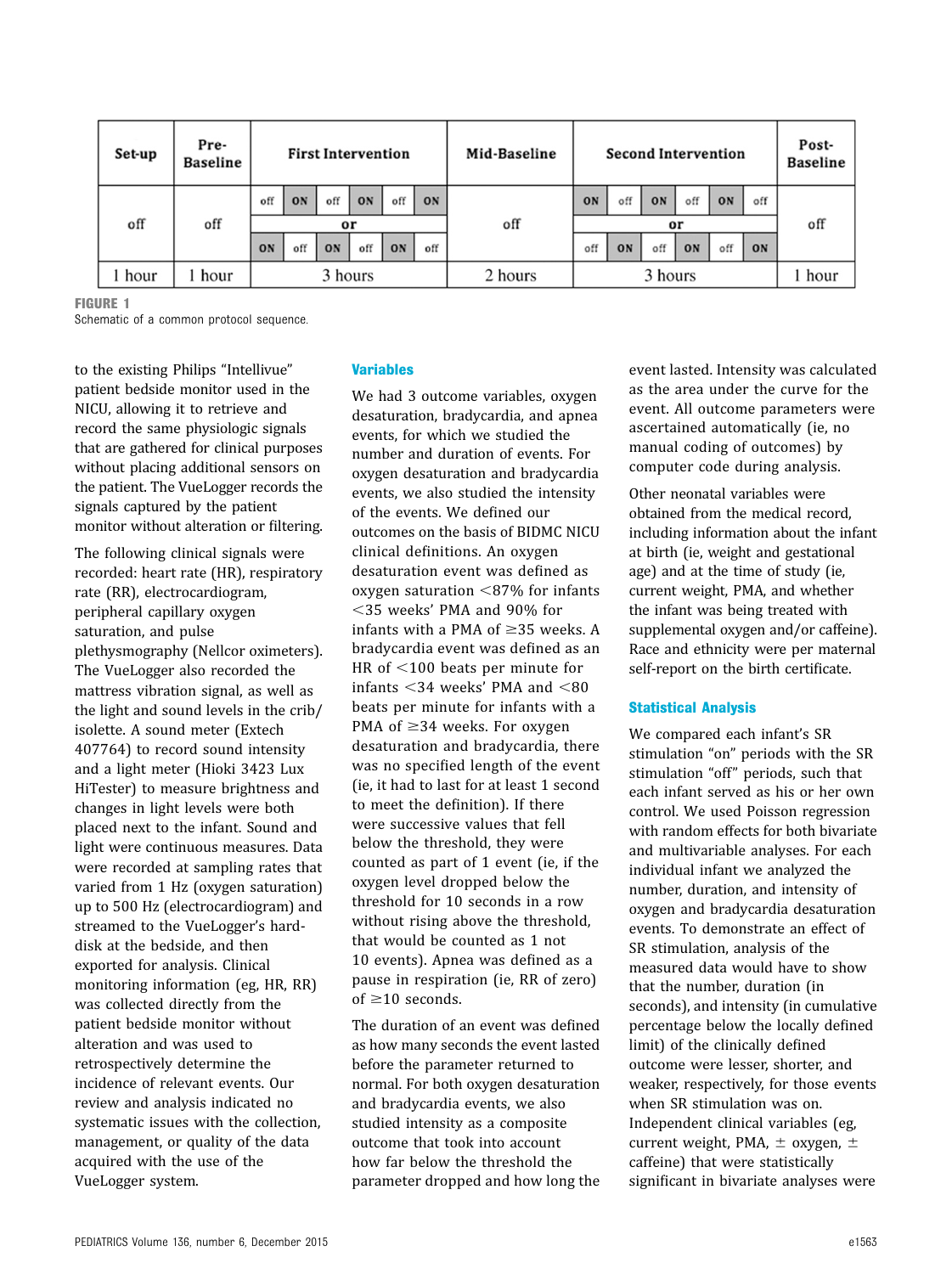| Set-up | Pre-Baseline | First Intervention | | | | | | Mid-Baseline | Second Intervention | | | | | | Post-Baseline |
|---|---|---|---|---|---|---|---|---|---|---|---|---|---|---|---|
| off | off | off | ON | off | ON | off | ON | off | ON | off | ON | off | ON | off | off |
| | | or | | | | | | | or | | | | | | |
| | | ON | off | ON | off | ON | off | | off | ON | off | ON | off | ON | |
| 1 hour | 1 hour | 3 hours | | | | | | 2 hours | 3 hours | | | | | | 1 hour |

**FIGURE 1**

Schematic of a common protocol sequence.

to the existing Philips "Intellivue" patient bedside monitor used in the NICU, allowing it to retrieve and record the same physiologic signals that are gathered for clinical purposes without placing additional sensors on the patient. The VueLogger records the signals captured by the patient monitor without alteration or filtering.

The following clinical signals were recorded: heart rate (HR), respiratory rate (RR), electrocardiogram, peripheral capillary oxygen saturation, and pulse plethysmography (Nellcor oximeters). The VueLogger also recorded the mattress vibration signal, as well as the light and sound levels in the crib/isolette. A sound meter (Extech 407764) to record sound intensity and a light meter (Hioki 3423 Lux HiTester) to measure brightness and changes in light levels were both placed next to the infant. Sound and light were continuous measures. Data were recorded at sampling rates that varied from 1 Hz (oxygen saturation) up to 500 Hz (electrocardiogram) and streamed to the VueLogger's hard-disk at the bedside, and then exported for analysis. Clinical monitoring information (eg, HR, RR) was collected directly from the patient bedside monitor without alteration and was used to retrospectively determine the incidence of relevant events. Our review and analysis indicated no systematic issues with the collection, management, or quality of the data acquired with the use of the VueLogger system.

## Variables

We had 3 outcome variables, oxygen desaturation, bradycardia, and apnea events, for which we studied the number and duration of events. For oxygen desaturation and bradycardia events, we also studied the intensity of the events. We defined our outcomes on the basis of BIDMC NICU clinical definitions. An oxygen desaturation event was defined as oxygen saturation <87% for infants <35 weeks' PMA and 90% for infants with a PMA of ≥35 weeks. A bradycardia event was defined as an HR of <100 beats per minute for infants <34 weeks' PMA and <80 beats per minute for infants with a PMA of ≥34 weeks. For oxygen desaturation and bradycardia, there was no specified length of the event (ie, it had to last for at least 1 second to meet the definition). If there were successive values that fell below the threshold, they were counted as part of 1 event (ie, if the oxygen level dropped below the threshold for 10 seconds in a row without rising above the threshold, that would be counted as 1 not 10 events). Apnea was defined as a pause in respiration (ie, RR of zero) of ≥10 seconds.

The duration of an event was defined as how many seconds the event lasted before the parameter returned to normal. For both oxygen desaturation and bradycardia events, we also studied intensity as a composite outcome that took into account how far below the threshold the parameter dropped and how long the event lasted. Intensity was calculated as the area under the curve for the event. All outcome parameters were ascertained automatically (ie, no manual coding of outcomes) by computer code during analysis.

Other neonatal variables were obtained from the medical record, including information about the infant at birth (ie, weight and gestational age) and at the time of study (ie, current weight, PMA, and whether the infant was being treated with supplemental oxygen and/or caffeine). Race and ethnicity were per maternal self-report on the birth certificate.

## Statistical Analysis

We compared each infant's SR stimulation "on" periods with the SR stimulation "off" periods, such that each infant served as his or her own control. We used Poisson regression with random effects for both bivariate and multivariable analyses. For each individual infant we analyzed the number, duration, and intensity of oxygen and bradycardia desaturation events. To demonstrate an effect of SR stimulation, analysis of the measured data would have to show that the number, duration (in seconds), and intensity (in cumulative percentage below the locally defined limit) of the clinically defined outcome were lesser, shorter, and weaker, respectively, for those events when SR stimulation was on. Independent clinical variables (eg, current weight, PMA, ± oxygen, ± caffeine) that were statistically significant in bivariate analyses were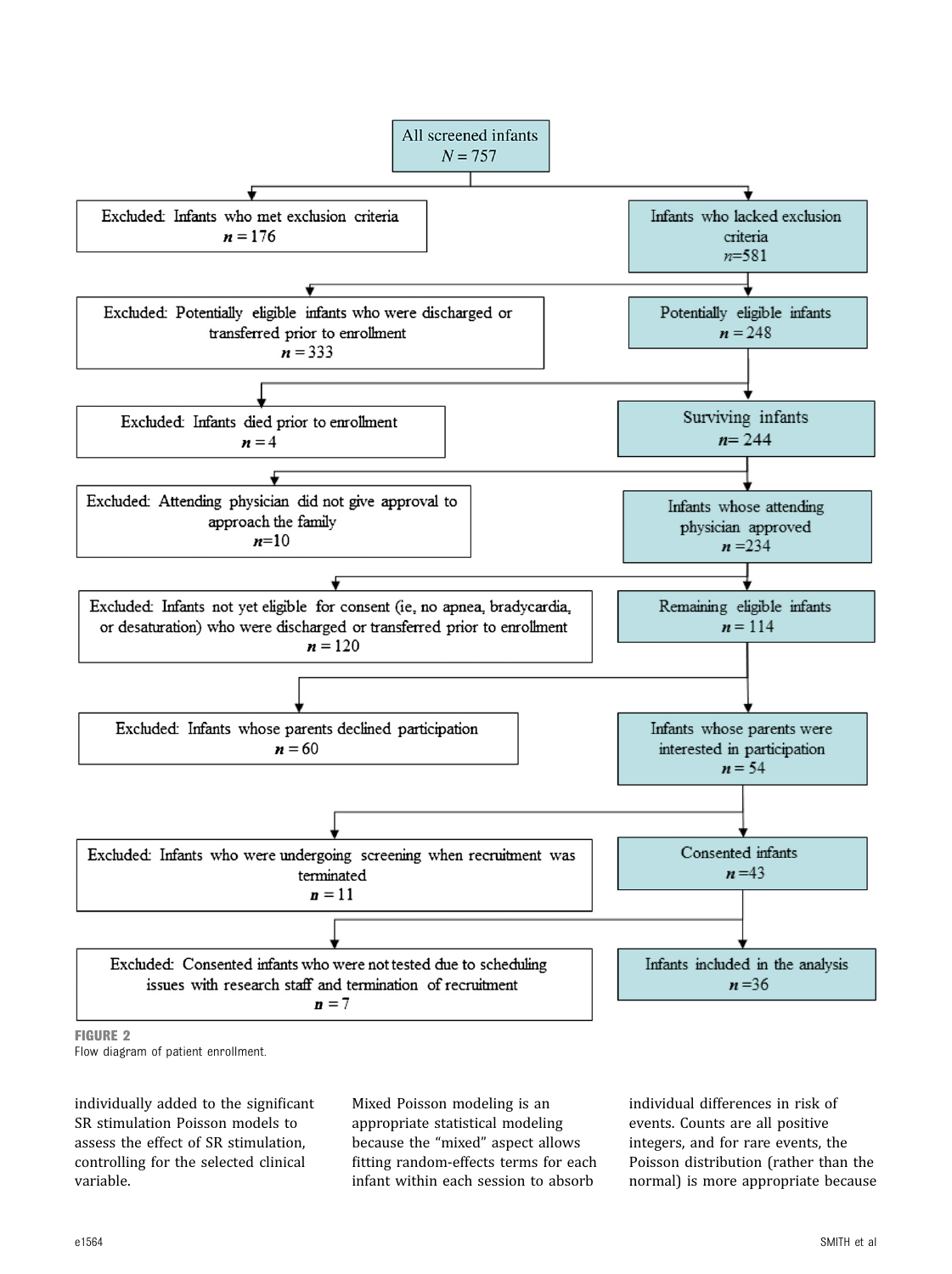All screened infants
$N = 757$

- Excluded: Infants who met exclusion criteria
  $n = 176$
- Infants who lacked exclusion criteria
  $n = 581$
- Excluded: Potentially eligible infants who were discharged or transferred prior to enrollment
  $n = 333$
- Potentially eligible infants
  $n = 248$
- Excluded: Infants died prior to enrollment
  $n = 4$
- Surviving infants
  $n = 244$
- Excluded: Attending physician did not give approval to approach the family
  $n = 10$
- Infants whose attending physician approved
  $n = 234$
- Excluded: Infants not yet eligible for consent (ie, no apnea, bradycardia, or desaturation) who were discharged or transferred prior to enrollment
  $n = 120$
- Remaining eligible infants
  $n = 114$
- Excluded: Infants whose parents declined participation
  $n = 60$
- Infants whose parents were interested in participation
  $n = 54$
- Excluded: Infants who were undergoing screening when recruitment was terminated
  $n = 11$
- Consented infants
  $n = 43$
- Excluded: Consented infants who were not tested due to scheduling issues with research staff and termination of recruitment
  $n = 7$
- Infants included in the analysis
  $n = 36$

**FIGURE 2**
Flow diagram of patient enrollment.

individually added to the significant SR stimulation Poisson models to assess the effect of SR stimulation, controlling for the selected clinical variable.

Mixed Poisson modeling is an appropriate statistical modeling because the "mixed" aspect allows fitting random-effects terms for each infant within each session to absorb individual differences in risk of events. Counts are all positive integers, and for rare events, the Poisson distribution (rather than the normal) is more appropriate because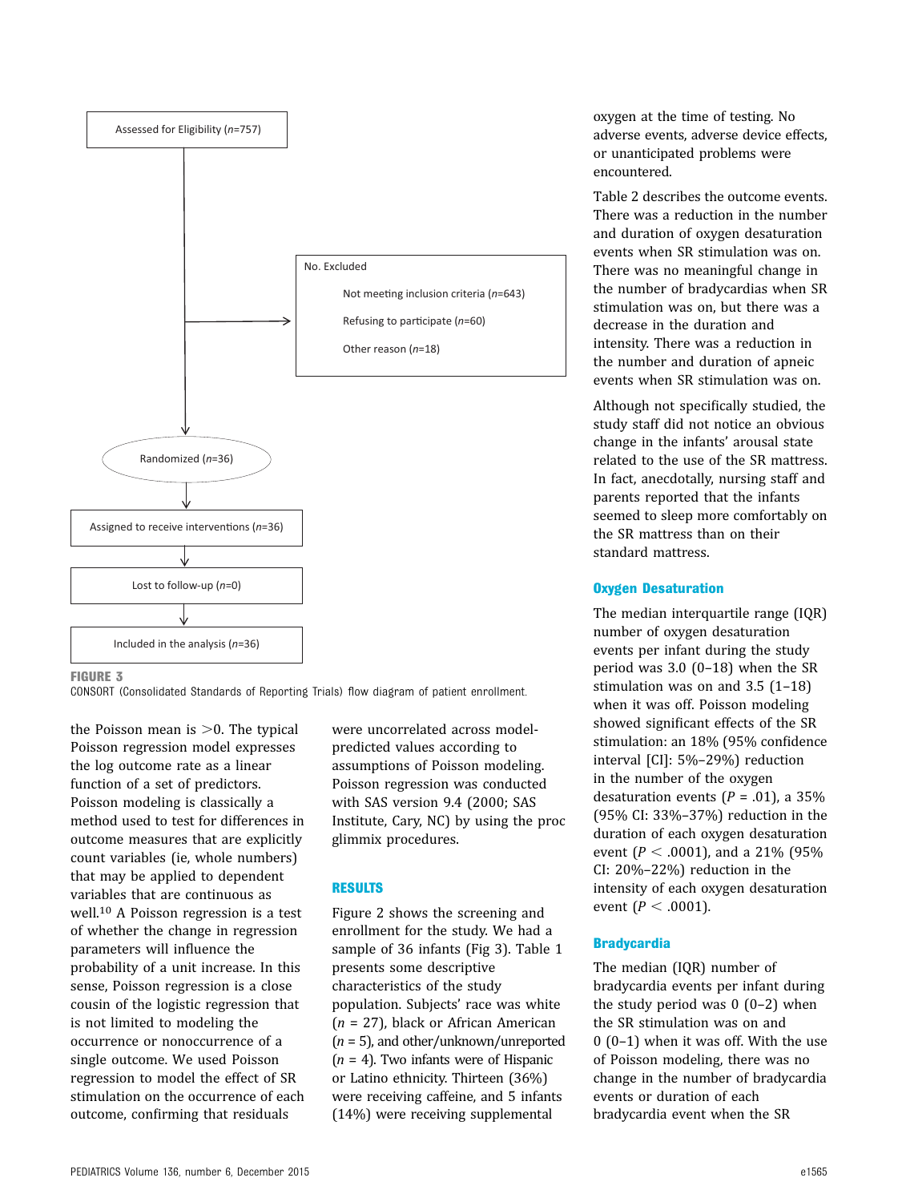Assessed for Eligibility (*n*=757)

No. Excluded

- Not meeting inclusion criteria (*n*=643)
- Refusing to participate (*n*=60)
- Other reason (*n*=18)

Randomized (*n*=36)

Assigned to receive interventions (*n*=36)

Lost to follow-up (*n*=0)

Included in the analysis (*n*=36)

**FIGURE 3**
CONSORT (Consolidated Standards of Reporting Trials) flow diagram of patient enrollment.

the Poisson mean is >0. The typical Poisson regression model expresses the log outcome rate as a linear function of a set of predictors. Poisson modeling is classically a method used to test for differences in outcome measures that are explicitly count variables (ie, whole numbers) that may be applied to dependent variables that are continuous as well.[10] A Poisson regression is a test of whether the change in regression parameters will influence the probability of a unit increase. In this sense, Poisson regression is a close cousin of the logistic regression that is not limited to modeling the occurrence or nonoccurrence of a single outcome. We used Poisson regression to model the effect of SR stimulation on the occurrence of each outcome, confirming that residuals were uncorrelated across model-predicted values according to assumptions of Poisson modeling. Poisson regression was conducted with SAS version 9.4 (2000; SAS Institute, Cary, NC) by using the proc glimmix procedures.

## RESULTS

Figure 2 shows the screening and enrollment for the study. We had a sample of 36 infants (Fig 3). Table 1 presents some descriptive characteristics of the study population. Subjects' race was white (*n* = 27), black or African American (*n* = 5), and other/unknown/unreported (*n* = 4). Two infants were of Hispanic or Latino ethnicity. Thirteen (36%) were receiving caffeine, and 5 infants (14%) were receiving supplemental oxygen at the time of testing. No adverse events, adverse device effects, or unanticipated problems were encountered.

Table 2 describes the outcome events. There was a reduction in the number and duration of oxygen desaturation events when SR stimulation was on. There was no meaningful change in the number of bradycardias when SR stimulation was on, but there was a decrease in the duration and intensity. There was a reduction in the number and duration of apneic events when SR stimulation was on.

Although not specifically studied, the study staff did not notice an obvious change in the infants' arousal state related to the use of the SR mattress. In fact, anecdotally, nursing staff and parents reported that the infants seemed to sleep more comfortably on the SR mattress than on their standard mattress.

### Oxygen Desaturation

The median interquartile range (IQR) number of oxygen desaturation events per infant during the study period was 3.0 (0–18) when the SR stimulation was on and 3.5 (1–18) when it was off. Poisson modeling showed significant effects of the SR stimulation: an 18% (95% confidence interval [CI]: 5%–29%) reduction in the number of the oxygen desaturation events ($P = .01$), a 35% (95% CI: 33%–37%) reduction in the duration of each oxygen desaturation event ($P < .0001$), and a 21% (95% CI: 20%–22%) reduction in the intensity of each oxygen desaturation event ($P < .0001$).

### Bradycardia

The median (IQR) number of bradycardia events per infant during the study period was 0 (0–2) when the SR stimulation was on and 0 (0–1) when it was off. With the use of Poisson modeling, there was no change in the number of bradycardia events or duration of each bradycardia event when the SR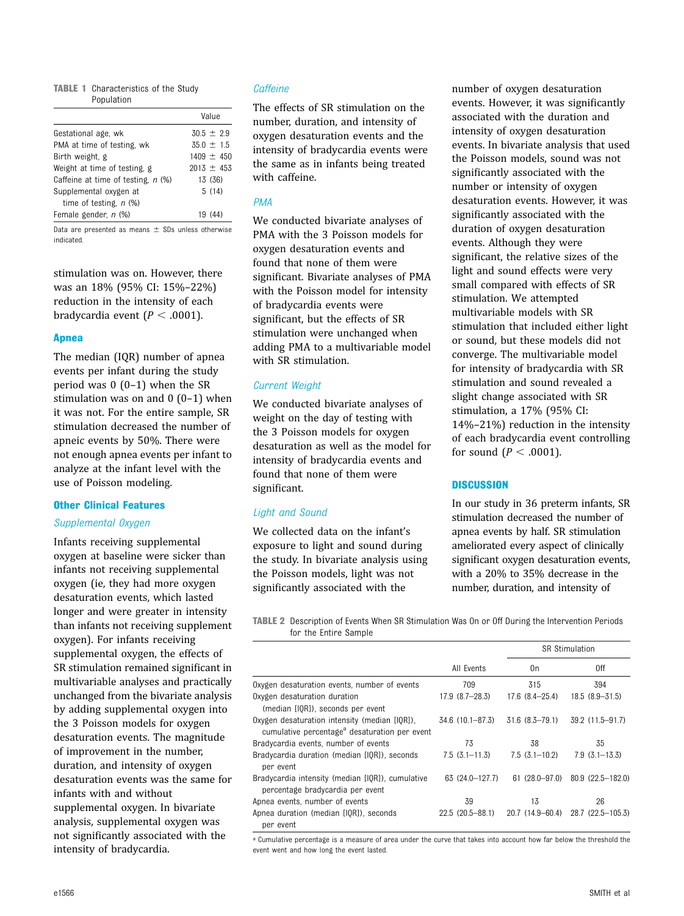**TABLE 1** Characteristics of the Study Population

| | Value |
|---|---|
| Gestational age, wk | 30.5 ± 2.9 |
| PMA at time of testing, wk | 35.0 ± 1.5 |
| Birth weight, g | 1409 ± 450 |
| Weight at time of testing, g | 2013 ± 453 |
| Caffeine at time of testing, *n* (%) | 13 (36) |
| Supplemental oxygen at time of testing, *n* (%) | 5 (14) |
| Female gender, *n* (%) | 19 (44) |

Data are presented as means ± SDs unless otherwise indicated.

stimulation was on. However, there was an 18% (95% CI: 15%–22%) reduction in the intensity of each bradycardia event ($P < .0001$).

## Apnea

The median (IQR) number of apnea events per infant during the study period was 0 (0–1) when the SR stimulation was on and 0 (0–1) when it was not. For the entire sample, SR stimulation decreased the number of apneic events by 50%. There were not enough apnea events per infant to analyze at the infant level with the use of Poisson modeling.

## Other Clinical Features

### Supplemental Oxygen

Infants receiving supplemental oxygen at baseline were sicker than infants not receiving supplemental oxygen (ie, they had more oxygen desaturation events, which lasted longer and were greater in intensity than infants not receiving supplement oxygen). For infants receiving supplemental oxygen, the effects of SR stimulation remained significant in multivariable analyses and practically unchanged from the bivariate analysis by adding supplemental oxygen into the 3 Poisson models for oxygen desaturation events. The magnitude of improvement in the number, duration, and intensity of oxygen desaturation events was the same for infants with and without supplemental oxygen. In bivariate analysis, supplemental oxygen was not significantly associated with the intensity of bradycardia.

### Caffeine

The effects of SR stimulation on the number, duration, and intensity of oxygen desaturation events and the intensity of bradycardia events were the same as in infants being treated with caffeine.

### PMA

We conducted bivariate analyses of PMA with the 3 Poisson models for oxygen desaturation events and found that none of them were significant. Bivariate analyses of PMA with the Poisson model for intensity of bradycardia events were significant, but the effects of SR stimulation were unchanged when adding PMA to a multivariable model with SR stimulation.

### Current Weight

We conducted bivariate analyses of weight on the day of testing with the 3 Poisson models for oxygen desaturation as well as the model for intensity of bradycardia events and found that none of them were significant.

### Light and Sound

We collected data on the infant's exposure to light and sound during the study. In bivariate analysis using the Poisson models, light was not significantly associated with the number of oxygen desaturation events. However, it was significantly associated with the duration and intensity of oxygen desaturation events. In bivariate analysis that used the Poisson models, sound was not significantly associated with the number or intensity of oxygen desaturation events. However, it was significantly associated with the duration of oxygen desaturation events. Although they were significant, the relative sizes of the light and sound effects were very small compared with effects of SR stimulation. We attempted multivariable models with SR stimulation that included either light or sound, but these models did not converge. The multivariable model for intensity of bradycardia with SR stimulation and sound revealed a slight change associated with SR stimulation, a 17% (95% CI: 14%–21%) reduction in the intensity of each bradycardia event controlling for sound ($P < .0001$).

## DISCUSSION

In our study in 36 preterm infants, SR stimulation decreased the number of apnea events by half. SR stimulation ameliorated every aspect of clinically significant oxygen desaturation events, with a 20% to 35% decrease in the number, duration, and intensity of

**TABLE 2** Description of Events When SR Stimulation Was On or Off During the Intervention Periods for the Entire Sample

| | | SR Stimulation | |
|---|---|---|---|
| | All Events | On | Off |
| Oxygen desaturation events, number of events | 709 | 315 | 394 |
| Oxygen desaturation duration (median [IQR]), seconds per event | 17.9 (8.7–28.3) | 17.6 (8.4–25.4) | 18.5 (8.9–31.5) |
| Oxygen desaturation intensity (median [IQR]), cumulative percentage[a] desaturation per event | 34.6 (10.1–87.3) | 31.6 (8.3–79.1) | 39.2 (11.5–91.7) |
| Bradycardia events, number of events | 73 | 38 | 35 |
| Bradycardia duration (median [IQR]), seconds per event | 7.5 (3.1–11.3) | 7.5 (3.1–10.2) | 7.9 (3.1–13.3) |
| Bradycardia intensity (median [IQR]), cumulative percentage bradycardia per event | 63 (24.0–127.7) | 61 (28.0–97.0) | 80.9 (22.5–182.0) |
| Apnea events, number of events | 39 | 13 | 26 |
| Apnea duration (median [IQR]), seconds per event | 22.5 (20.5–88.1) | 20.7 (14.9–60.4) | 28.7 (22.5–105.3) |

[a] Cumulative percentage is a measure of area under the curve that takes into account how far below the threshold the event went and how long the event lasted.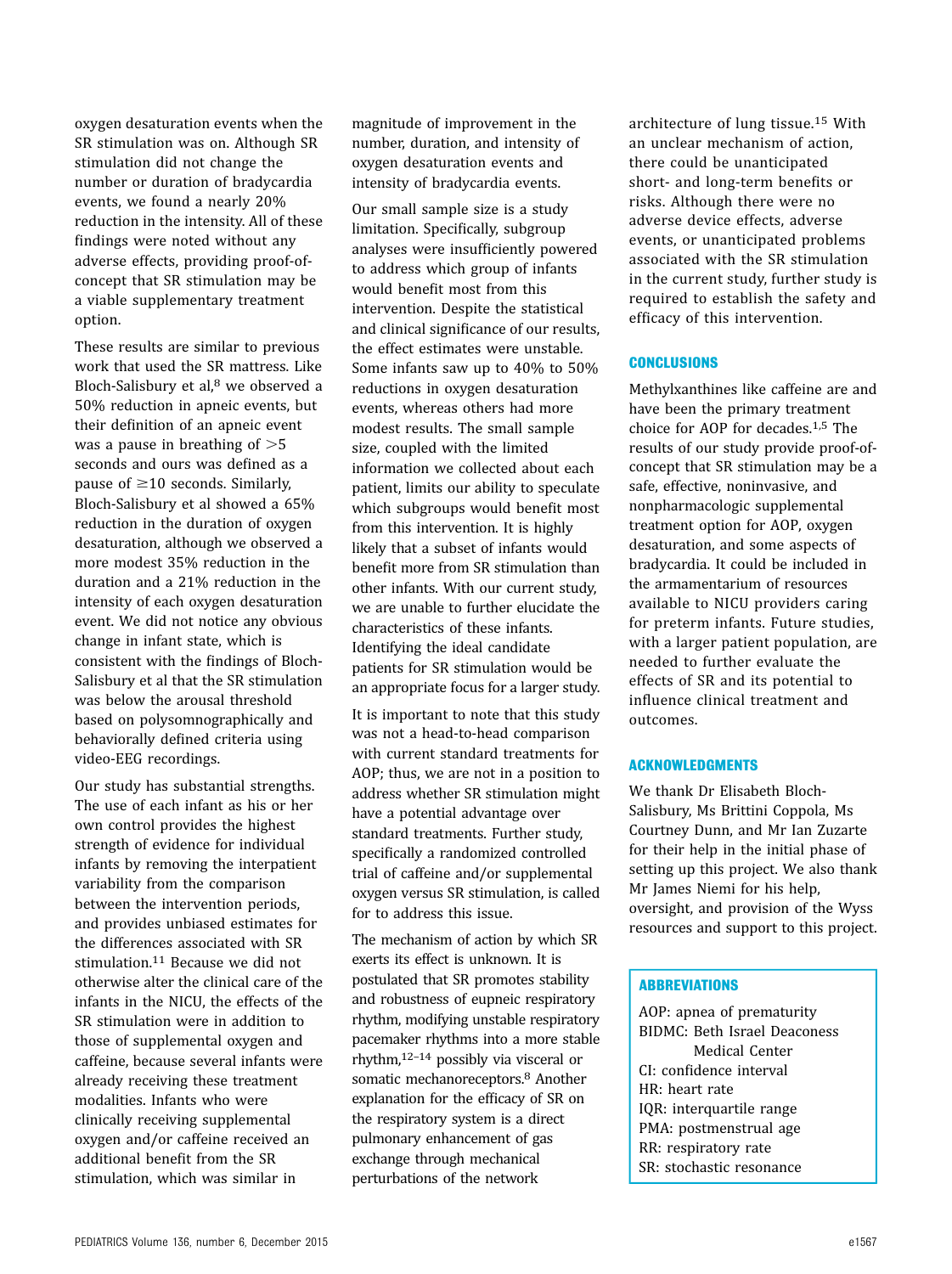oxygen desaturation events when the SR stimulation was on. Although SR stimulation did not change the number or duration of bradycardia events, we found a nearly 20% reduction in the intensity. All of these findings were noted without any adverse effects, providing proof-of-concept that SR stimulation may be a viable supplementary treatment option.

These results are similar to previous work that used the SR mattress. Like Bloch-Salisbury et al,[8] we observed a 50% reduction in apneic events, but their definition of an apneic event was a pause in breathing of >5 seconds and ours was defined as a pause of ≥10 seconds. Similarly, Bloch-Salisbury et al showed a 65% reduction in the duration of oxygen desaturation, although we observed a more modest 35% reduction in the duration and a 21% reduction in the intensity of each oxygen desaturation event. We did not notice any obvious change in infant state, which is consistent with the findings of Bloch-Salisbury et al that the SR stimulation was below the arousal threshold based on polysomnographically and behaviorally defined criteria using video-EEG recordings.

Our study has substantial strengths. The use of each infant as his or her own control provides the highest strength of evidence for individual infants by removing the interpatient variability from the comparison between the intervention periods, and provides unbiased estimates for the differences associated with SR stimulation.[11] Because we did not otherwise alter the clinical care of the infants in the NICU, the effects of the SR stimulation were in addition to those of supplemental oxygen and caffeine, because several infants were already receiving these treatment modalities. Infants who were clinically receiving supplemental oxygen and/or caffeine received an additional benefit from the SR stimulation, which was similar in magnitude of improvement in the number, duration, and intensity of oxygen desaturation events and intensity of bradycardia events.

Our small sample size is a study limitation. Specifically, subgroup analyses were insufficiently powered to address which group of infants would benefit most from this intervention. Despite the statistical and clinical significance of our results, the effect estimates were unstable. Some infants saw up to 40% to 50% reductions in oxygen desaturation events, whereas others had more modest results. The small sample size, coupled with the limited information we collected about each patient, limits our ability to speculate which subgroups would benefit most from this intervention. It is highly likely that a subset of infants would benefit more from SR stimulation than other infants. With our current study, we are unable to further elucidate the characteristics of these infants. Identifying the ideal candidate patients for SR stimulation would be an appropriate focus for a larger study.

It is important to note that this study was not a head-to-head comparison with current standard treatments for AOP; thus, we are not in a position to address whether SR stimulation might have a potential advantage over standard treatments. Further study, specifically a randomized controlled trial of caffeine and/or supplemental oxygen versus SR stimulation, is called for to address this issue.

The mechanism of action by which SR exerts its effect is unknown. It is postulated that SR promotes stability and robustness of eupneic respiratory rhythm, modifying unstable respiratory pacemaker rhythms into a more stable rhythm,[12–14] possibly via visceral or somatic mechanoreceptors.[8] Another explanation for the efficacy of SR on the respiratory system is a direct pulmonary enhancement of gas exchange through mechanical perturbations of the network architecture of lung tissue.[15] With an unclear mechanism of action, there could be unanticipated short- and long-term benefits or risks. Although there were no adverse device effects, adverse events, or unanticipated problems associated with the SR stimulation in the current study, further study is required to establish the safety and efficacy of this intervention.

## CONCLUSIONS

Methylxanthines like caffeine are and have been the primary treatment choice for AOP for decades.[1,5] The results of our study provide proof-of-concept that SR stimulation may be a safe, effective, noninvasive, and nonpharmacologic supplemental treatment option for AOP, oxygen desaturation, and some aspects of bradycardia. It could be included in the armamentarium of resources available to NICU providers caring for preterm infants. Future studies, with a larger patient population, are needed to further evaluate the effects of SR and its potential to influence clinical treatment and outcomes.

## ACKNOWLEDGMENTS

We thank Dr Elisabeth Bloch-Salisbury, Ms Brittini Coppola, Ms Courtney Dunn, and Mr Ian Zuzarte for their help in the initial phase of setting up this project. We also thank Mr James Niemi for his help, oversight, and provision of the Wyss resources and support to this project.

## ABBREVIATIONS

AOP: apnea of prematurity
BIDMC: Beth Israel Deaconess Medical Center
CI: confidence interval
HR: heart rate
IQR: interquartile range
PMA: postmenstrual age
RR: respiratory rate
SR: stochastic resonance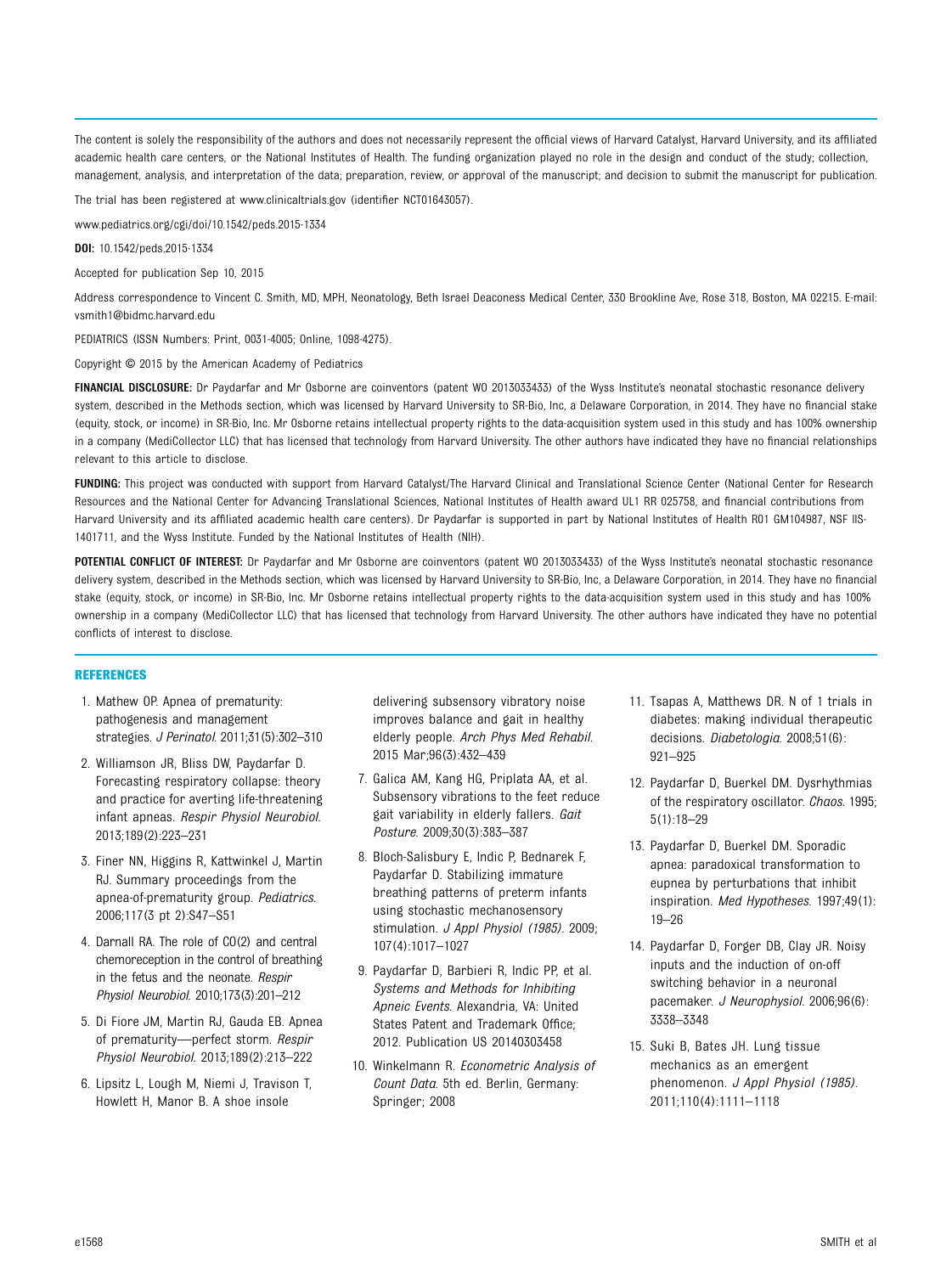The content is solely the responsibility of the authors and does not necessarily represent the official views of Harvard Catalyst, Harvard University, and its affiliated academic health care centers, or the National Institutes of Health. The funding organization played no role in the design and conduct of the study; collection, management, analysis, and interpretation of the data; preparation, review, or approval of the manuscript; and decision to submit the manuscript for publication.

The trial has been registered at www.clinicaltrials.gov (identifier NCT01643057).

www.pediatrics.org/cgi/doi/10.1542/peds.2015-1334

**DOI:** 10.1542/peds.2015-1334

Accepted for publication Sep 10, 2015

Address correspondence to Vincent C. Smith, MD, MPH, Neonatology, Beth Israel Deaconess Medical Center, 330 Brookline Ave, Rose 318, Boston, MA 02215. E-mail: vsmith1@bidmc.harvard.edu

PEDIATRICS (ISSN Numbers: Print, 0031-4005; Online, 1098-4275).

Copyright © 2015 by the American Academy of Pediatrics

**FINANCIAL DISCLOSURE:** Dr Paydarfar and Mr Osborne are coinventors (patent WO 2013033433) of the Wyss Institute's neonatal stochastic resonance delivery system, described in the Methods section, which was licensed by Harvard University to SR-Bio, Inc, a Delaware Corporation, in 2014. They have no financial stake (equity, stock, or income) in SR-Bio, Inc. Mr Osborne retains intellectual property rights to the data-acquisition system used in this study and has 100% ownership in a company (MediCollector LLC) that has licensed that technology from Harvard University. The other authors have indicated they have no financial relationships relevant to this article to disclose.

**FUNDING:** This project was conducted with support from Harvard Catalyst/The Harvard Clinical and Translational Science Center (National Center for Research Resources and the National Center for Advancing Translational Sciences, National Institutes of Health award UL1 RR 025758, and financial contributions from Harvard University and its affiliated academic health care centers). Dr Paydarfar is supported in part by National Institutes of Health R01 GM104987, NSF IIS-1401711, and the Wyss Institute. Funded by the National Institutes of Health (NIH).

**POTENTIAL CONFLICT OF INTEREST:** Dr Paydarfar and Mr Osborne are coinventors (patent WO 2013033433) of the Wyss Institute's neonatal stochastic resonance delivery system, described in the Methods section, which was licensed by Harvard University to SR-Bio, Inc, a Delaware Corporation, in 2014. They have no financial stake (equity, stock, or income) in SR-Bio, Inc. Mr Osborne retains intellectual property rights to the data-acquisition system used in this study and has 100% ownership in a company (MediCollector LLC) that has licensed that technology from Harvard University. The other authors have indicated they have no potential conflicts of interest to disclose.

## REFERENCES

1. Mathew OP. Apnea of prematurity: pathogenesis and management strategies. *J Perinatol.* 2011;31(5):302–310
2. Williamson JR, Bliss DW, Paydarfar D. Forecasting respiratory collapse: theory and practice for averting life-threatening infant apneas. *Respir Physiol Neurobiol.* 2013;189(2):223–231
3. Finer NN, Higgins R, Kattwinkel J, Martin RJ. Summary proceedings from the apnea-of-prematurity group. *Pediatrics.* 2006;117(3 pt 2):S47–S51
4. Darnall RA. The role of CO(2) and central chemoreception in the control of breathing in the fetus and the neonate. *Respir Physiol Neurobiol.* 2010;173(3):201–212
5. Di Fiore JM, Martin RJ, Gauda EB. Apnea of prematurity—perfect storm. *Respir Physiol Neurobiol.* 2013;189(2):213–222
6. Lipsitz L, Lough M, Niemi J, Travison T, Howlett H, Manor B. A shoe insole delivering subsensory vibratory noise improves balance and gait in healthy elderly people. *Arch Phys Med Rehabil.* 2015 Mar;96(3):432–439
7. Galica AM, Kang HG, Priplata AA, et al. Subsensory vibrations to the feet reduce gait variability in elderly fallers. *Gait Posture.* 2009;30(3):383–387
8. Bloch-Salisbury E, Indic P, Bednarek F, Paydarfar D. Stabilizing immature breathing patterns of preterm infants using stochastic mechanosensory stimulation. *J Appl Physiol (1985).* 2009; 107(4):1017–1027
9. Paydarfar D, Barbieri R, Indic PP, et al. *Systems and Methods for Inhibiting Apneic Events.* Alexandria, VA: United States Patent and Trademark Office; 2012. Publication US 20140303458
10. Winkelmann R. *Econometric Analysis of Count Data.* 5th ed. Berlin, Germany: Springer; 2008
11. Tsapas A, Matthews DR. N of 1 trials in diabetes: making individual therapeutic decisions. *Diabetologia.* 2008;51(6): 921–925
12. Paydarfar D, Buerkel DM. Dysrhythmias of the respiratory oscillator. *Chaos.* 1995; 5(1):18–29
13. Paydarfar D, Buerkel DM. Sporadic apnea: paradoxical transformation to eupnea by perturbations that inhibit inspiration. *Med Hypotheses.* 1997;49(1): 19–26
14. Paydarfar D, Forger DB, Clay JR. Noisy inputs and the induction of on-off switching behavior in a neuronal pacemaker. *J Neurophysiol.* 2006;96(6): 3338–3348
15. Suki B, Bates JH. Lung tissue mechanics as an emergent phenomenon. *J Appl Physiol (1985).* 2011;110(4):1111–1118